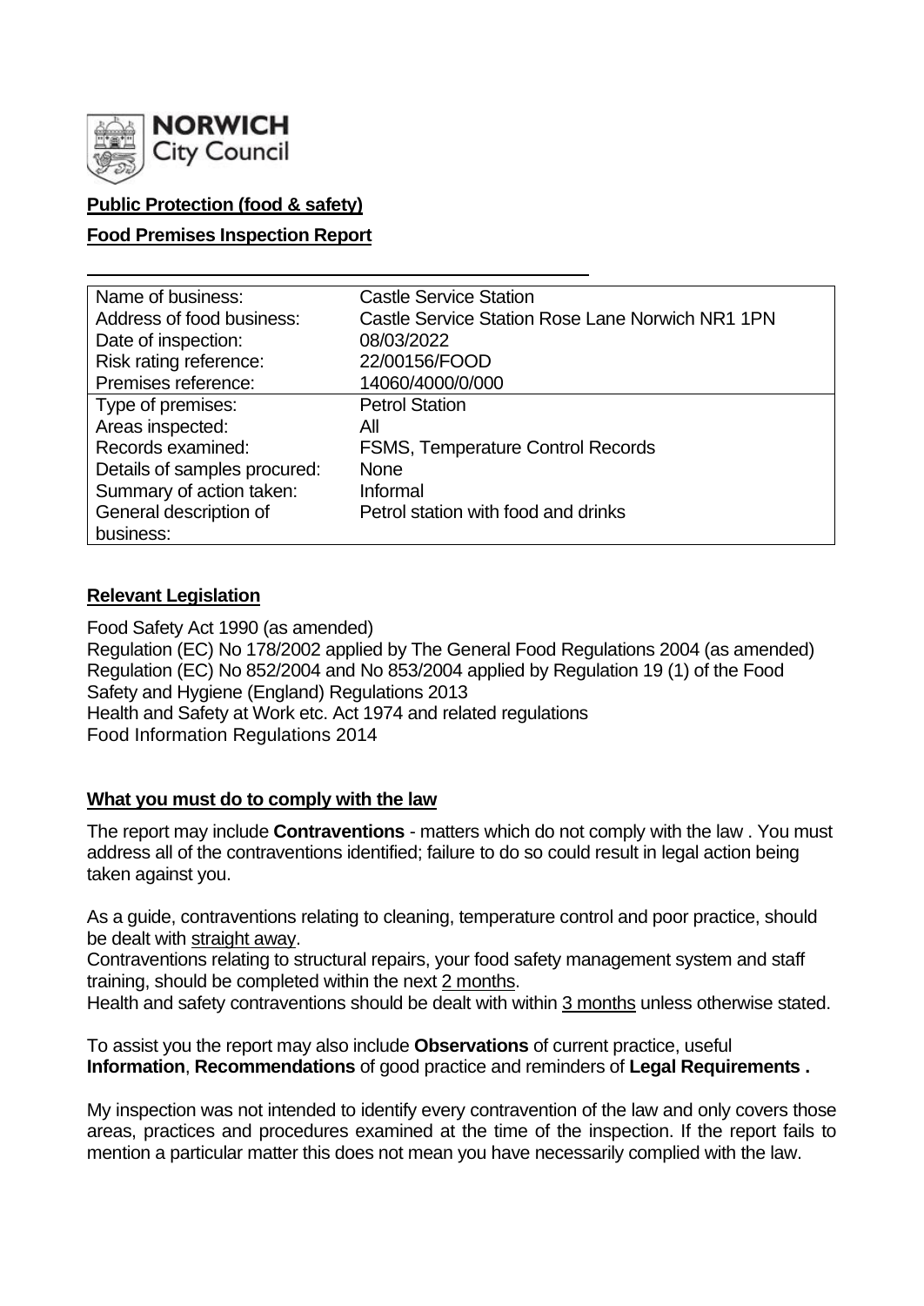**NORWICH City Council**

**Public Protection (food & safety)**

**Food Premises Inspection Report**

| | |
|---|---|
| Name of business: | Castle Service Station |
| Address of food business: | Castle Service Station Rose Lane Norwich NR1 1PN |
| Date of inspection: | 08/03/2022 |
| Risk rating reference: | 22/00156/FOOD |
| Premises reference: | 14060/4000/0/000 |
| Type of premises: | Petrol Station |
| Areas inspected: | All |
| Records examined: | FSMS, Temperature Control Records |
| Details of samples procured: | None |
| Summary of action taken: | Informal |
| General description of business: | Petrol station with food and drinks |

## Relevant Legislation

Food Safety Act 1990 (as amended)
Regulation (EC) No 178/2002 applied by The General Food Regulations 2004 (as amended)
Regulation (EC) No 852/2004 and No 853/2004 applied by Regulation 19 (1) of the Food Safety and Hygiene (England) Regulations 2013
Health and Safety at Work etc. Act 1974 and related regulations
Food Information Regulations 2014

## What you must do to comply with the law

The report may include **Contraventions** - matters which do not comply with the law . You must address all of the contraventions identified; failure to do so could result in legal action being taken against you.

As a guide, contraventions relating to cleaning, temperature control and poor practice, should be dealt with straight away.
Contraventions relating to structural repairs, your food safety management system and staff training, should be completed within the next 2 months.
Health and safety contraventions should be dealt with within 3 months unless otherwise stated.

To assist you the report may also include **Observations** of current practice, useful **Information**, **Recommendations** of good practice and reminders of **Legal Requirements .**

My inspection was not intended to identify every contravention of the law and only covers those areas, practices and procedures examined at the time of the inspection. If the report fails to mention a particular matter this does not mean you have necessarily complied with the law.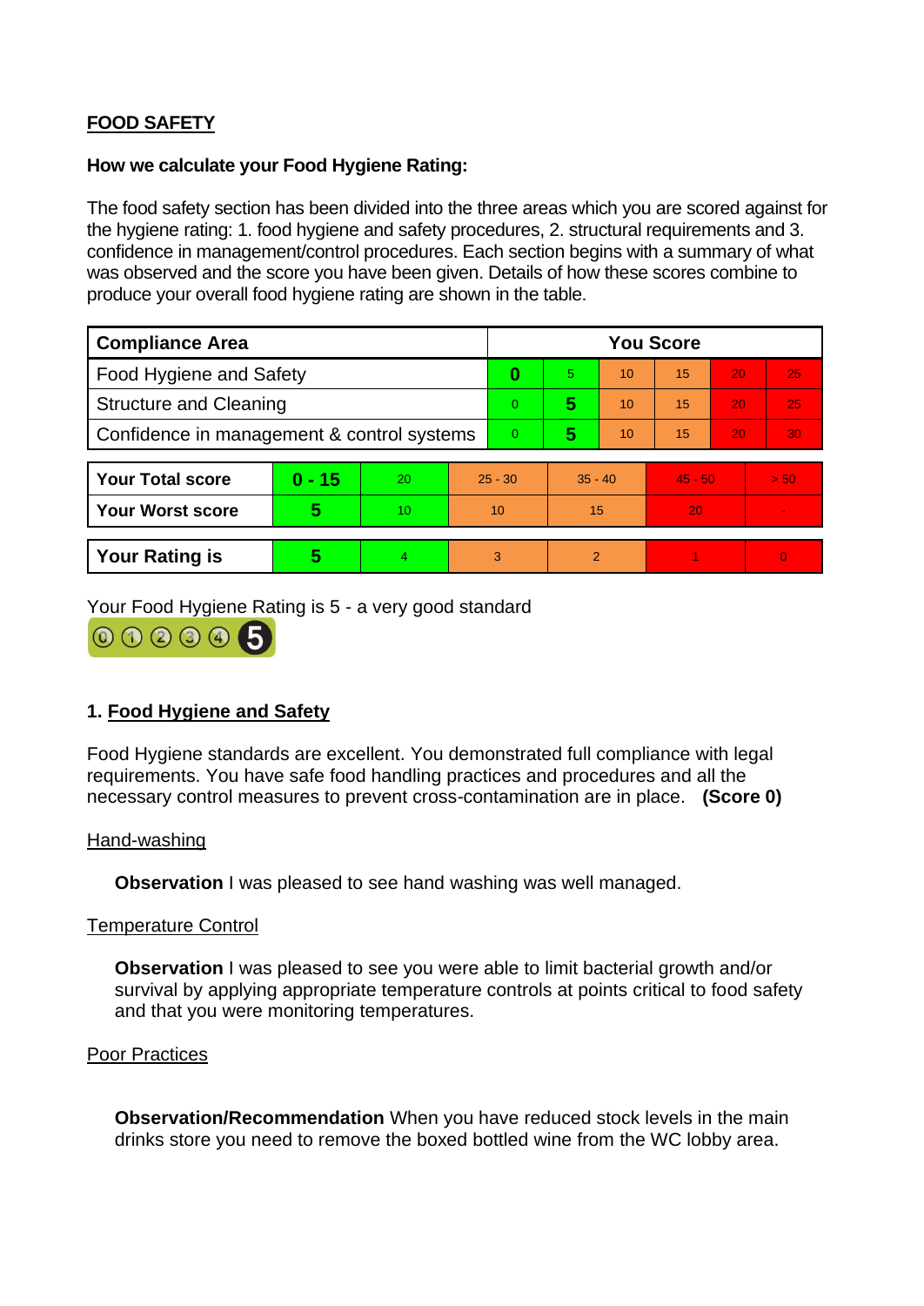**FOOD SAFETY**

**How we calculate your Food Hygiene Rating:**

The food safety section has been divided into the three areas which you are scored against for the hygiene rating: 1. food hygiene and safety procedures, 2. structural requirements and 3. confidence in management/control procedures. Each section begins with a summary of what was observed and the score you have been given. Details of how these scores combine to produce your overall food hygiene rating are shown in the table.

| Compliance Area | You Score | | | | | |
|---|---|---|---|---|---|---|
| Food Hygiene and Safety | **0** | 5 | 10 | 15 | 20 | 25 |
| Structure and Cleaning | 0 | **5** | 10 | 15 | 20 | 25 |
| Confidence in management & control systems | 0 | **5** | 10 | 15 | 20 | 30 |

| | | | | | | |
|---|---|---|---|---|---|---|
| **Your Total score** | **0 - 15** | 20 | 25 - 30 | 35 - 40 | 45 - 50 | > 50 |
| **Your Worst score** | **5** | 10 | 10 | 15 | 20 | - |
| **Your Rating is** | **5** | 4 | 3 | 2 | 1 | 0 |

Your Food Hygiene Rating is 5 - a very good standard

## 1. Food Hygiene and Safety

Food Hygiene standards are excellent. You demonstrated full compliance with legal requirements. You have safe food handling practices and procedures and all the necessary control measures to prevent cross-contamination are in place. **(Score 0)**

Hand-washing

**Observation** I was pleased to see hand washing was well managed.

Temperature Control

**Observation** I was pleased to see you were able to limit bacterial growth and/or survival by applying appropriate temperature controls at points critical to food safety and that you were monitoring temperatures.

Poor Practices

**Observation/Recommendation** When you have reduced stock levels in the main drinks store you need to remove the boxed bottled wine from the WC lobby area.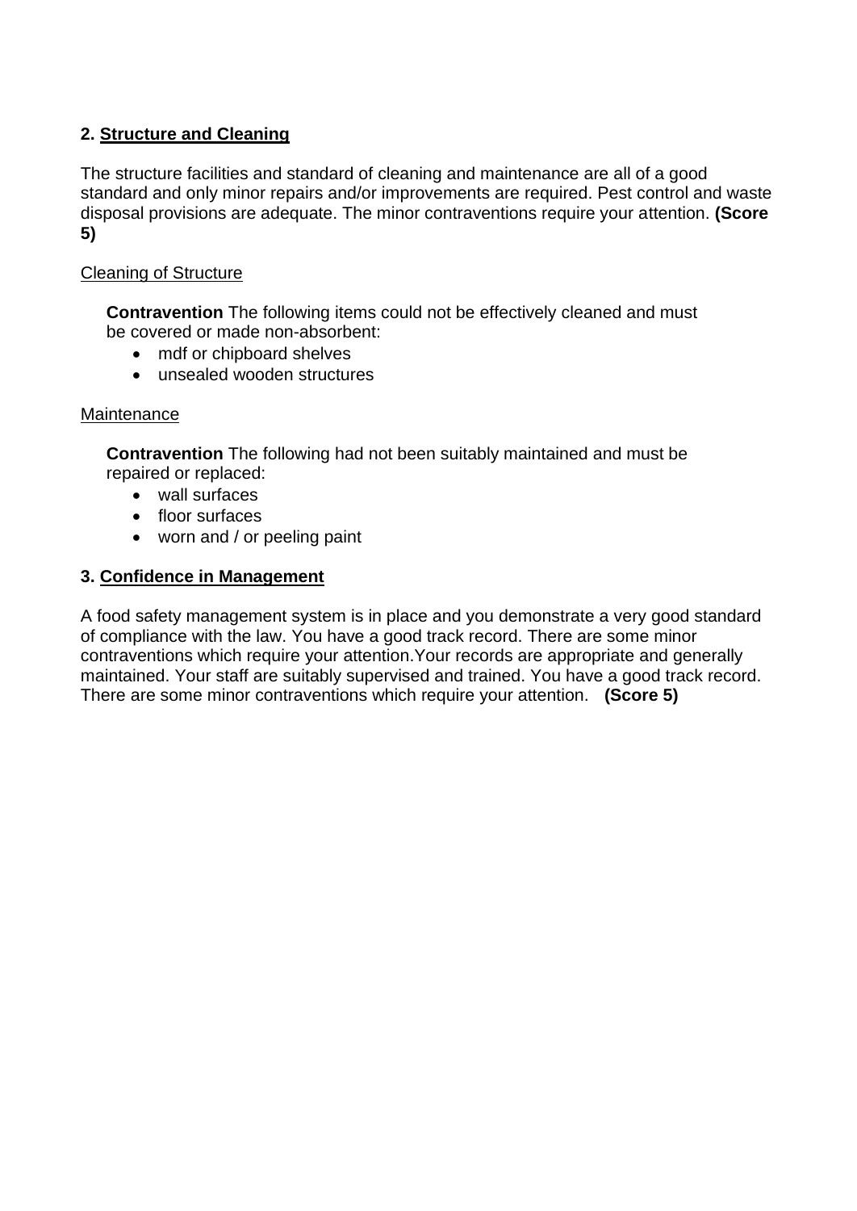## 2. Structure and Cleaning

The structure facilities and standard of cleaning and maintenance are all of a good standard and only minor repairs and/or improvements are required. Pest control and waste disposal provisions are adequate. The minor contraventions require your attention. **(Score 5)**

Cleaning of Structure

**Contravention** The following items could not be effectively cleaned and must be covered or made non-absorbent:

- mdf or chipboard shelves
- unsealed wooden structures

Maintenance

**Contravention** The following had not been suitably maintained and must be repaired or replaced:

- wall surfaces
- floor surfaces
- worn and / or peeling paint

## 3. Confidence in Management

A food safety management system is in place and you demonstrate a very good standard of compliance with the law. You have a good track record. There are some minor contraventions which require your attention.Your records are appropriate and generally maintained. Your staff are suitably supervised and trained. You have a good track record. There are some minor contraventions which require your attention. **(Score 5)**